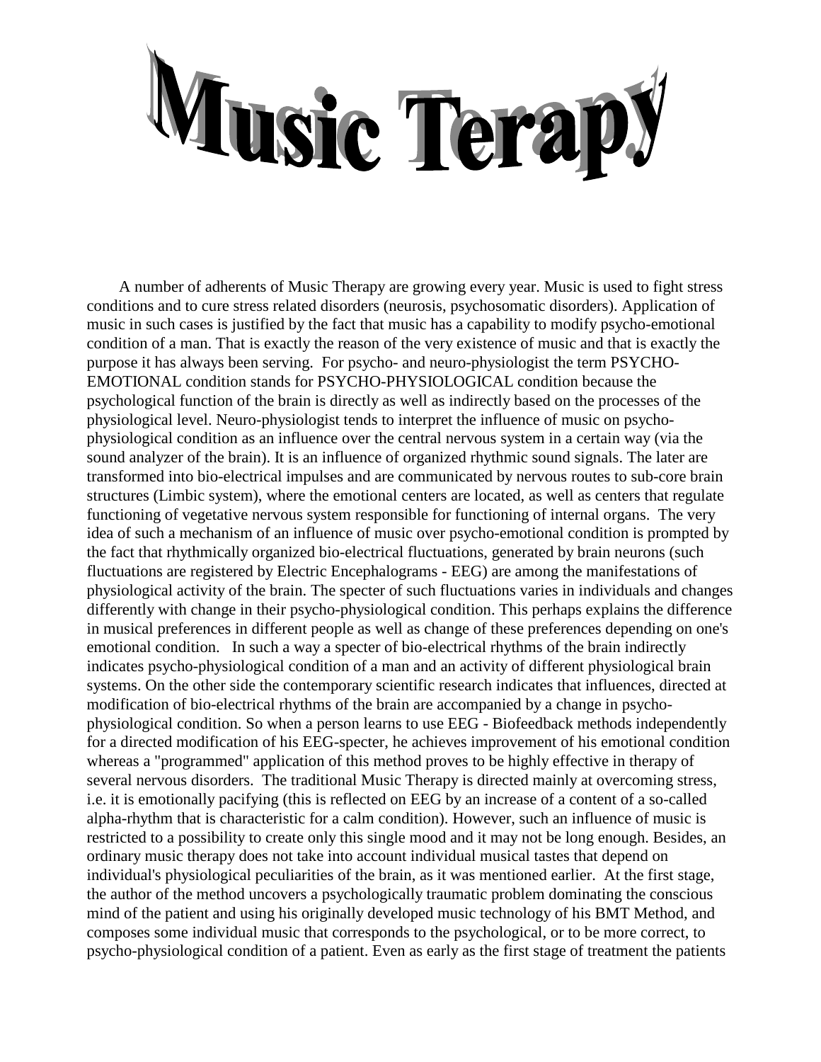# Music Terapy

A number of adherents of Music Therapy are growing every year. Music is used to fight stress conditions and to cure stress related disorders (neurosis, psychosomatic disorders). Application of music in such cases is justified by the fact that music has a capability to modify psycho-emotional condition of a man. That is exactly the reason of the very existence of music and that is exactly the purpose it has always been serving. For psycho- and neuro-physiologist the term PSYCHO-EMOTIONAL condition stands for PSYCHO-PHYSIOLOGICAL condition because the psychological function of the brain is directly as well as indirectly based on the processes of the physiological level. Neuro-physiologist tends to interpret the influence of music on psycho-physiological condition as an influence over the central nervous system in a certain way (via the sound analyzer of the brain). It is an influence of organized rhythmic sound signals. The later are transformed into bio-electrical impulses and are communicated by nervous routes to sub-core brain structures (Limbic system), where the emotional centers are located, as well as centers that regulate functioning of vegetative nervous system responsible for functioning of internal organs. The very idea of such a mechanism of an influence of music over psycho-emotional condition is prompted by the fact that rhythmically organized bio-electrical fluctuations, generated by brain neurons (such fluctuations are registered by Electric Encephalograms - EEG) are among the manifestations of physiological activity of the brain. The specter of such fluctuations varies in individuals and changes differently with change in their psycho-physiological condition. This perhaps explains the difference in musical preferences in different people as well as change of these preferences depending on one's emotional condition. In such a way a specter of bio-electrical rhythms of the brain indirectly indicates psycho-physiological condition of a man and an activity of different physiological brain systems. On the other side the contemporary scientific research indicates that influences, directed at modification of bio-electrical rhythms of the brain are accompanied by a change in psycho-physiological condition. So when a person learns to use EEG - Biofeedback methods independently for a directed modification of his EEG-specter, he achieves improvement of his emotional condition whereas a "programmed" application of this method proves to be highly effective in therapy of several nervous disorders. The traditional Music Therapy is directed mainly at overcoming stress, i.e. it is emotionally pacifying (this is reflected on EEG by an increase of a content of a so-called alpha-rhythm that is characteristic for a calm condition). However, such an influence of music is restricted to a possibility to create only this single mood and it may not be long enough. Besides, an ordinary music therapy does not take into account individual musical tastes that depend on individual's physiological peculiarities of the brain, as it was mentioned earlier. At the first stage, the author of the method uncovers a psychologically traumatic problem dominating the conscious mind of the patient and using his originally developed music technology of his BMT Method, and composes some individual music that corresponds to the psychological, or to be more correct, to psycho-physiological condition of a patient. Even as early as the first stage of treatment the patients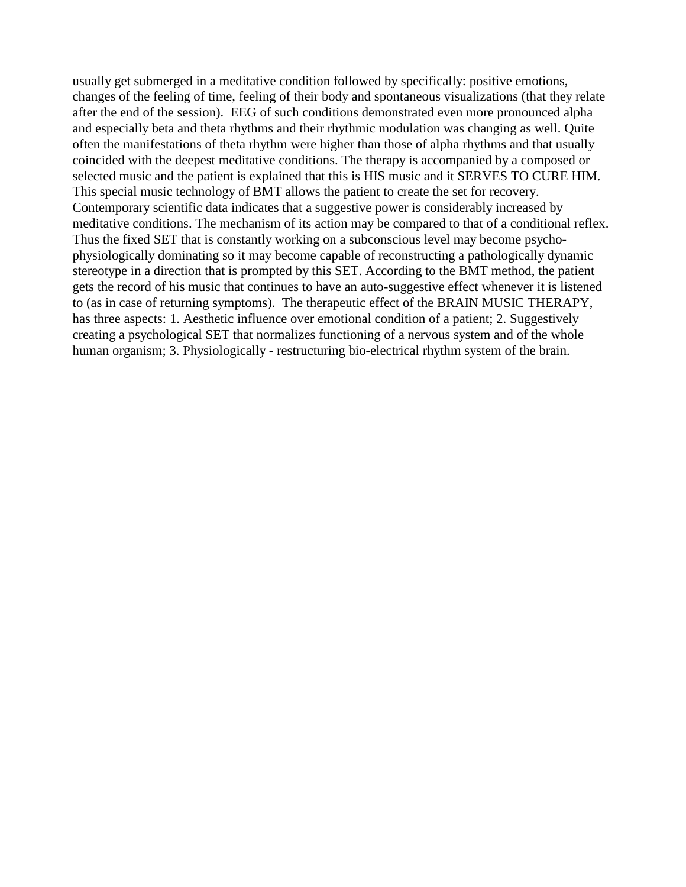usually get submerged in a meditative condition followed by specifically: positive emotions, changes of the feeling of time, feeling of their body and spontaneous visualizations (that they relate after the end of the session). EEG of such conditions demonstrated even more pronounced alpha and especially beta and theta rhythms and their rhythmic modulation was changing as well. Quite often the manifestations of theta rhythm were higher than those of alpha rhythms and that usually coincided with the deepest meditative conditions. The therapy is accompanied by a composed or selected music and the patient is explained that this is HIS music and it SERVES TO CURE HIM. This special music technology of BMT allows the patient to create the set for recovery. Contemporary scientific data indicates that a suggestive power is considerably increased by meditative conditions. The mechanism of its action may be compared to that of a conditional reflex. Thus the fixed SET that is constantly working on a subconscious level may become psycho-physiologically dominating so it may become capable of reconstructing a pathologically dynamic stereotype in a direction that is prompted by this SET. According to the BMT method, the patient gets the record of his music that continues to have an auto-suggestive effect whenever it is listened to (as in case of returning symptoms). The therapeutic effect of the BRAIN MUSIC THERAPY, has three aspects: 1. Aesthetic influence over emotional condition of a patient; 2. Suggestively creating a psychological SET that normalizes functioning of a nervous system and of the whole human organism; 3. Physiologically - restructuring bio-electrical rhythm system of the brain.